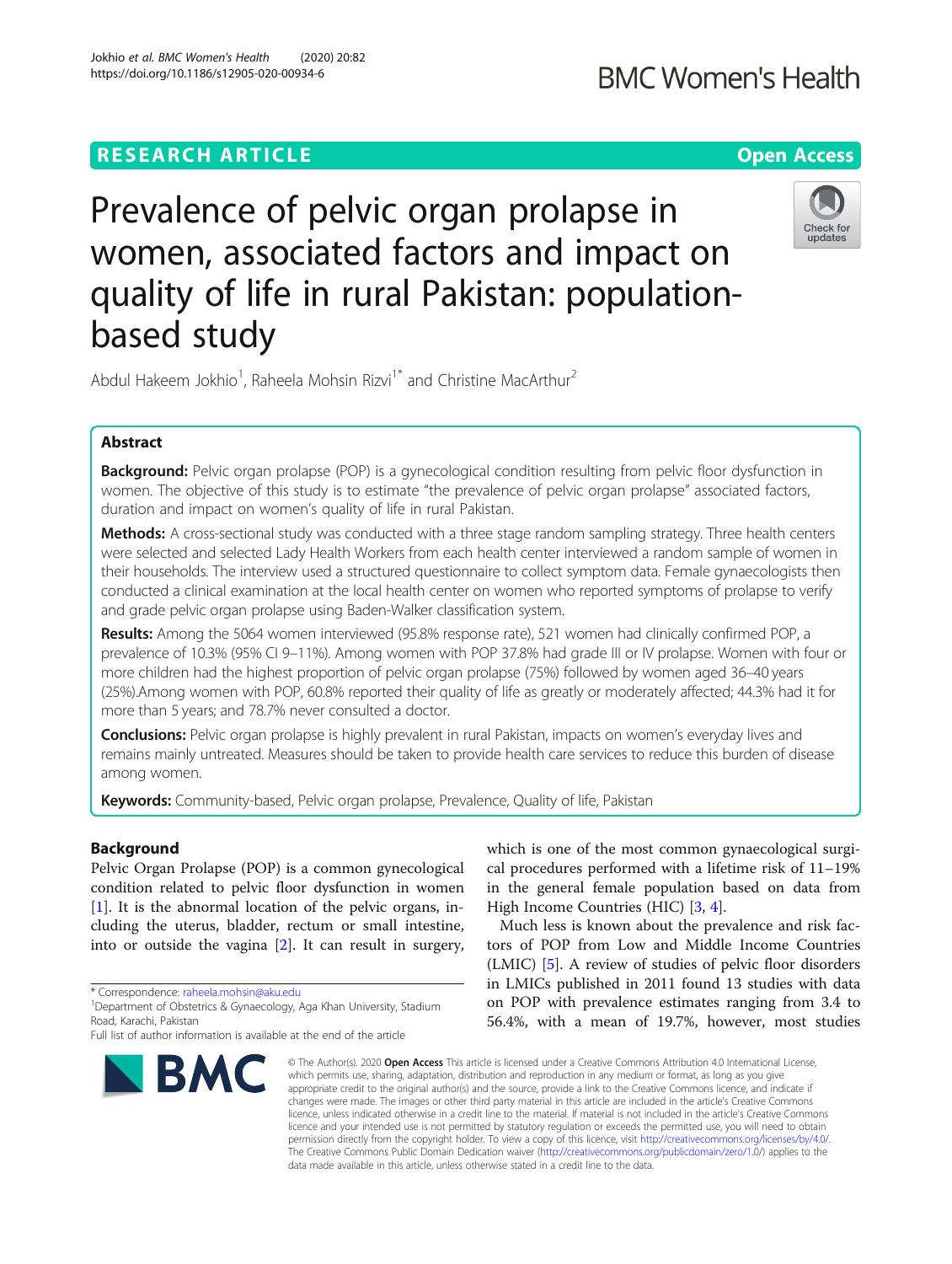RESEARCH ARTICLE

Open Access

# Prevalence of pelvic organ prolapse in women, associated factors and impact on quality of life in rural Pakistan: population-based study

Abdul Hakeem Jokhio[1], Raheela Mohsin Rizvi[1*] and Christine MacArthur[2]

## Abstract

**Background:** Pelvic organ prolapse (POP) is a gynecological condition resulting from pelvic floor dysfunction in women. The objective of this study is to estimate "the prevalence of pelvic organ prolapse" associated factors, duration and impact on women's quality of life in rural Pakistan.

**Methods:** A cross-sectional study was conducted with a three stage random sampling strategy. Three health centers were selected and selected Lady Health Workers from each health center interviewed a random sample of women in their households. The interview used a structured questionnaire to collect symptom data. Female gynaecologists then conducted a clinical examination at the local health center on women who reported symptoms of prolapse to verify and grade pelvic organ prolapse using Baden-Walker classification system.

**Results:** Among the 5064 women interviewed (95.8% response rate), 521 women had clinically confirmed POP, a prevalence of 10.3% (95% CI 9–11%). Among women with POP 37.8% had grade III or IV prolapse. Women with four or more children had the highest proportion of pelvic organ prolapse (75%) followed by women aged 36–40 years (25%).Among women with POP, 60.8% reported their quality of life as greatly or moderately affected; 44.3% had it for more than 5 years; and 78.7% never consulted a doctor.

**Conclusions:** Pelvic organ prolapse is highly prevalent in rural Pakistan, impacts on women's everyday lives and remains mainly untreated. Measures should be taken to provide health care services to reduce this burden of disease among women.

**Keywords:** Community-based, Pelvic organ prolapse, Prevalence, Quality of life, Pakistan

## Background

Pelvic Organ Prolapse (POP) is a common gynecological condition related to pelvic floor dysfunction in women [1]. It is the abnormal location of the pelvic organs, including the uterus, bladder, rectum or small intestine, into or outside the vagina [2]. It can result in surgery, which is one of the most common gynaecological surgical procedures performed with a lifetime risk of 11–19% in the general female population based on data from High Income Countries (HIC) [3, 4].

Much less is known about the prevalence and risk factors of POP from Low and Middle Income Countries (LMIC) [5]. A review of studies of pelvic floor disorders in LMICs published in 2011 found 13 studies with data on POP with prevalence estimates ranging from 3.4 to 56.4%, with a mean of 19.7%, however, most studies

\* Correspondence: raheela.mohsin@aku.edu
[1]Department of Obstetrics & Gynaecology, Aga Khan University, Stadium Road, Karachi, Pakistan
Full list of author information is available at the end of the article

© The Author(s). 2020 **Open Access** This article is licensed under a Creative Commons Attribution 4.0 International License, which permits use, sharing, adaptation, distribution and reproduction in any medium or format, as long as you give appropriate credit to the original author(s) and the source, provide a link to the Creative Commons licence, and indicate if changes were made. The images or other third party material in this article are included in the article's Creative Commons licence, unless indicated otherwise in a credit line to the material. If material is not included in the article's Creative Commons licence and your intended use is not permitted by statutory regulation or exceeds the permitted use, you will need to obtain permission directly from the copyright holder. To view a copy of this licence, visit http://creativecommons.org/licenses/by/4.0/. The Creative Commons Public Domain Dedication waiver (http://creativecommons.org/publicdomain/zero/1.0/) applies to the data made available in this article, unless otherwise stated in a credit line to the data.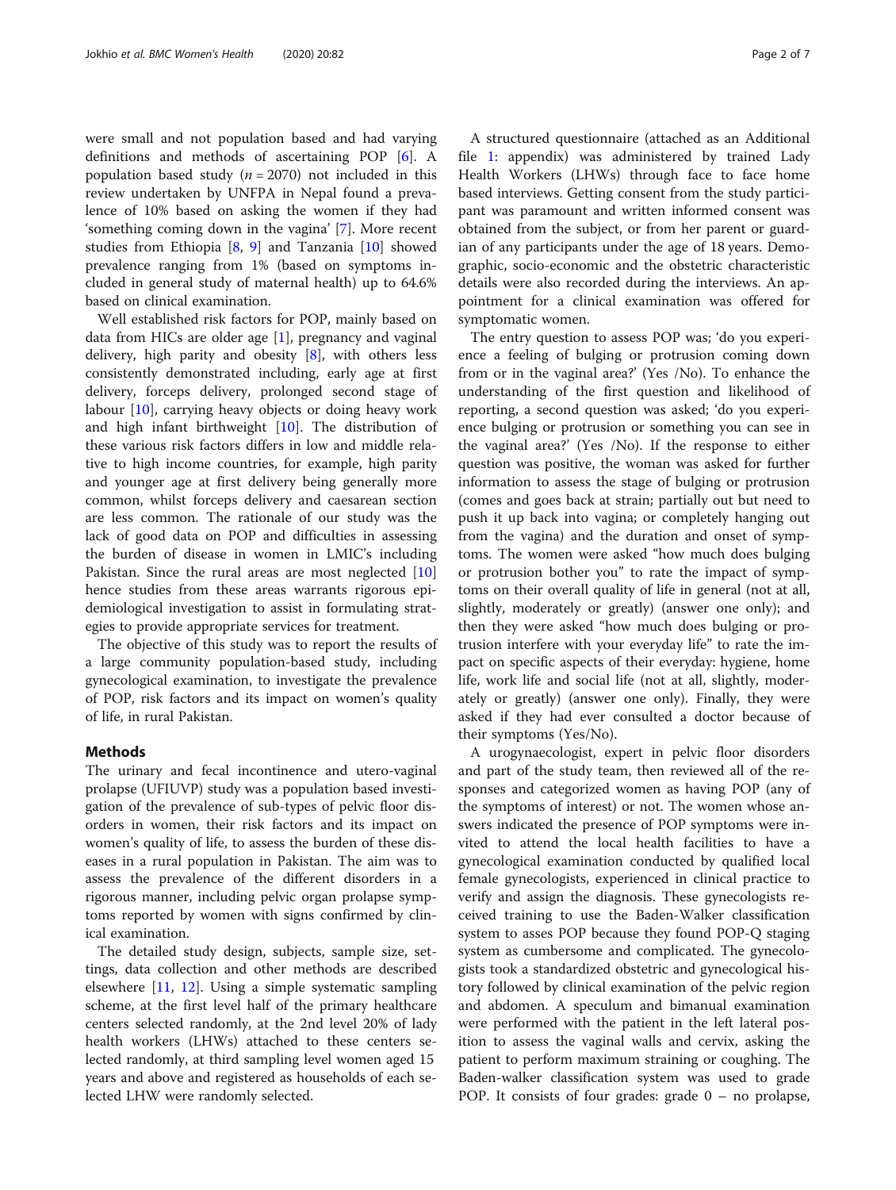were small and not population based and had varying definitions and methods of ascertaining POP [6]. A population based study ($n = 2070$) not included in this review undertaken by UNFPA in Nepal found a prevalence of 10% based on asking the women if they had 'something coming down in the vagina' [7]. More recent studies from Ethiopia [8, 9] and Tanzania [10] showed prevalence ranging from 1% (based on symptoms included in general study of maternal health) up to 64.6% based on clinical examination.

Well established risk factors for POP, mainly based on data from HICs are older age [1], pregnancy and vaginal delivery, high parity and obesity [8], with others less consistently demonstrated including, early age at first delivery, forceps delivery, prolonged second stage of labour [10], carrying heavy objects or doing heavy work and high infant birthweight [10]. The distribution of these various risk factors differs in low and middle relative to high income countries, for example, high parity and younger age at first delivery being generally more common, whilst forceps delivery and caesarean section are less common. The rationale of our study was the lack of good data on POP and difficulties in assessing the burden of disease in women in LMIC's including Pakistan. Since the rural areas are most neglected [10] hence studies from these areas warrants rigorous epidemiological investigation to assist in formulating strategies to provide appropriate services for treatment.

The objective of this study was to report the results of a large community population-based study, including gynecological examination, to investigate the prevalence of POP, risk factors and its impact on women's quality of life, in rural Pakistan.

## Methods

The urinary and fecal incontinence and utero-vaginal prolapse (UFIUVP) study was a population based investigation of the prevalence of sub-types of pelvic floor disorders in women, their risk factors and its impact on women's quality of life, to assess the burden of these diseases in a rural population in Pakistan. The aim was to assess the prevalence of the different disorders in a rigorous manner, including pelvic organ prolapse symptoms reported by women with signs confirmed by clinical examination.

The detailed study design, subjects, sample size, settings, data collection and other methods are described elsewhere [11, 12]. Using a simple systematic sampling scheme, at the first level half of the primary healthcare centers selected randomly, at the 2nd level 20% of lady health workers (LHWs) attached to these centers selected randomly, at third sampling level women aged 15 years and above and registered as households of each selected LHW were randomly selected.

A structured questionnaire (attached as an Additional file 1: appendix) was administered by trained Lady Health Workers (LHWs) through face to face home based interviews. Getting consent from the study participant was paramount and written informed consent was obtained from the subject, or from her parent or guardian of any participants under the age of 18 years. Demographic, socio-economic and the obstetric characteristic details were also recorded during the interviews. An appointment for a clinical examination was offered for symptomatic women.

The entry question to assess POP was; 'do you experience a feeling of bulging or protrusion coming down from or in the vaginal area?' (Yes /No). To enhance the understanding of the first question and likelihood of reporting, a second question was asked; 'do you experience bulging or protrusion or something you can see in the vaginal area?' (Yes /No). If the response to either question was positive, the woman was asked for further information to assess the stage of bulging or protrusion (comes and goes back at strain; partially out but need to push it up back into vagina; or completely hanging out from the vagina) and the duration and onset of symptoms. The women were asked "how much does bulging or protrusion bother you" to rate the impact of symptoms on their overall quality of life in general (not at all, slightly, moderately or greatly) (answer one only); and then they were asked "how much does bulging or protrusion interfere with your everyday life" to rate the impact on specific aspects of their everyday: hygiene, home life, work life and social life (not at all, slightly, moderately or greatly) (answer one only). Finally, they were asked if they had ever consulted a doctor because of their symptoms (Yes/No).

A urogynaecologist, expert in pelvic floor disorders and part of the study team, then reviewed all of the responses and categorized women as having POP (any of the symptoms of interest) or not. The women whose answers indicated the presence of POP symptoms were invited to attend the local health facilities to have a gynecological examination conducted by qualified local female gynecologists, experienced in clinical practice to verify and assign the diagnosis. These gynecologists received training to use the Baden-Walker classification system to asses POP because they found POP-Q staging system as cumbersome and complicated. The gynecologists took a standardized obstetric and gynecological history followed by clinical examination of the pelvic region and abdomen. A speculum and bimanual examination were performed with the patient in the left lateral position to assess the vaginal walls and cervix, asking the patient to perform maximum straining or coughing. The Baden-walker classification system was used to grade POP. It consists of four grades: grade 0 – no prolapse,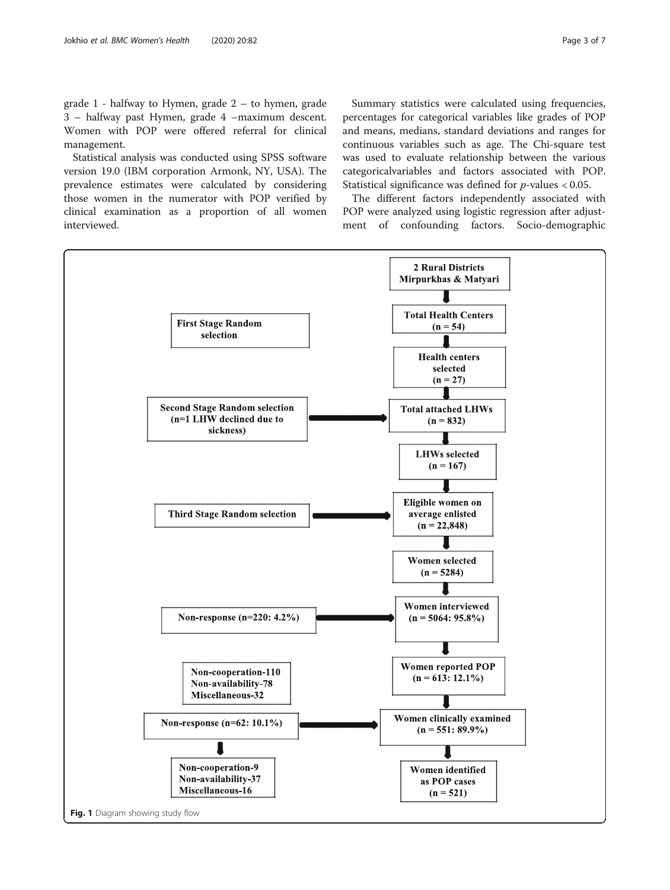grade 1 - halfway to Hymen, grade 2 – to hymen, grade 3 – halfway past Hymen, grade 4 –maximum descent. Women with POP were offered referral for clinical management.

Statistical analysis was conducted using SPSS software version 19.0 (IBM corporation Armonk, NY, USA). The prevalence estimates were calculated by considering those women in the numerator with POP verified by clinical examination as a proportion of all women interviewed.

Summary statistics were calculated using frequencies, percentages for categorical variables like grades of POP and means, medians, standard deviations and ranges for continuous variables such as age. The Chi-square test was used to evaluate relationship between the various categoricalvariables and factors associated with POP. Statistical significance was defined for $p$-values < 0.05.

The different factors independently associated with POP were analyzed using logistic regression after adjustment of confounding factors. Socio-demographic

2 Rural Districts Mirpurkhas & Matyari

Total Health Centers (n = 54)

First Stage Random selection

Health centers selected (n = 27)

Second Stage Random selection (n=1 LHW declined due to sickness)

Total attached LHWs (n = 832)

LHWs selected (n = 167)

Third Stage Random selection

Eligible women on average enlisted (n = 22,848)

Women selected (n = 5284)

Non-response (n=220: 4.2%)

Women interviewed (n = 5064: 95.8%)

Non-cooperation-110
Non-availability-78
Miscellaneous-32

Women reported POP (n = 613: 12.1%)

Non-response (n=62: 10.1%)

Women clinically examined (n = 551: 89.9%)

Non-cooperation-9
Non-availability-37
Miscellaneous-16

Women identified as POP cases (n = 521)

**Fig. 1** Diagram showing study flow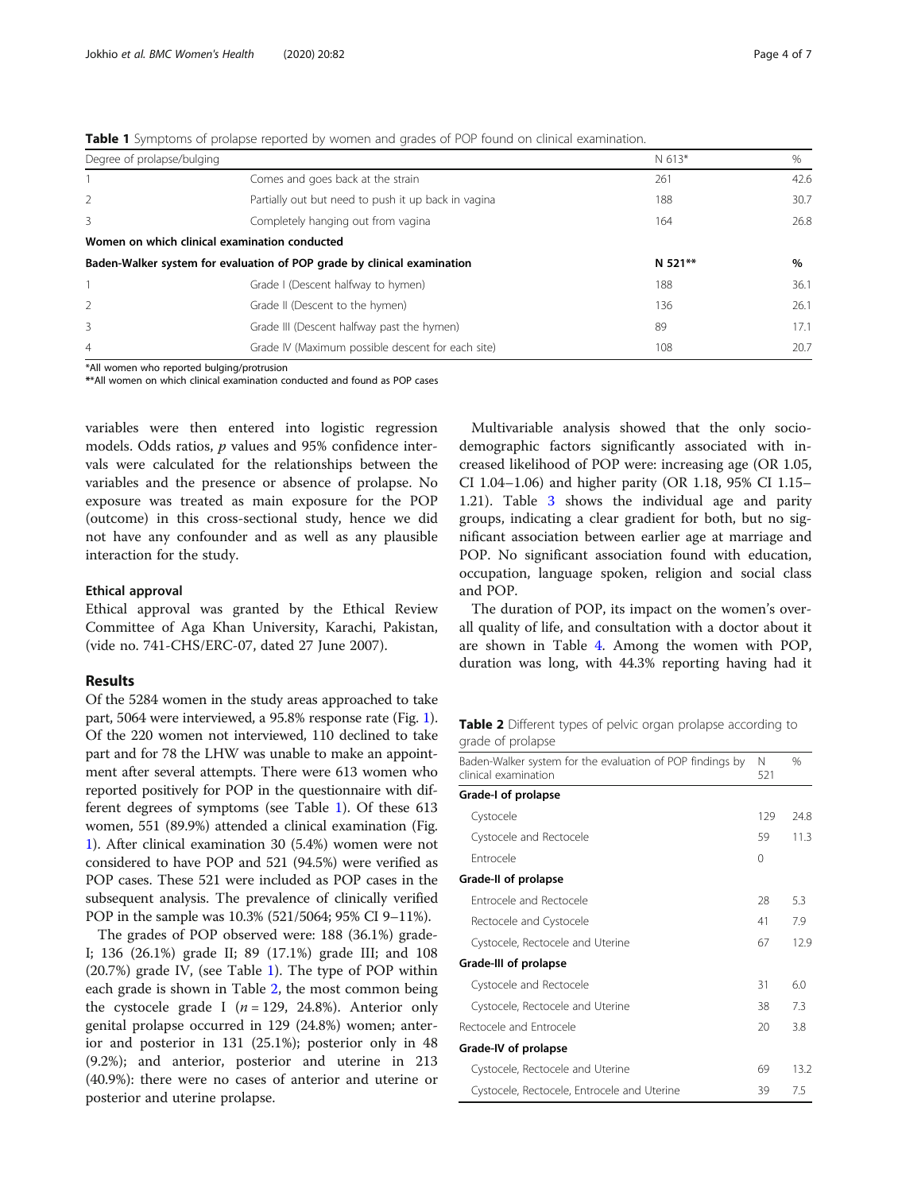**Table 1** Symptoms of prolapse reported by women and grades of POP found on clinical examination.

| Degree of prolapse/bulging | | N 613* | % |
|---|---|---|---|
| 1 | Comes and goes back at the strain | 261 | 42.6 |
| 2 | Partially out but need to push it up back in vagina | 188 | 30.7 |
| 3 | Completely hanging out from vagina | 164 | 26.8 |
| **Women on which clinical examination conducted** | | | |
| **Baden-Walker system for evaluation of POP grade by clinical examination** | | **N 521**** | **%** |
| 1 | Grade I (Descent halfway to hymen) | 188 | 36.1 |
| 2 | Grade II (Descent to the hymen) | 136 | 26.1 |
| 3 | Grade III (Descent halfway past the hymen) | 89 | 17.1 |
| 4 | Grade IV (Maximum possible descent for each site) | 108 | 20.7 |

*All women who reported bulging/protrusion

**All women on which clinical examination conducted and found as POP cases

variables were then entered into logistic regression models. Odds ratios, *p* values and 95% confidence intervals were calculated for the relationships between the variables and the presence or absence of prolapse. No exposure was treated as main exposure for the POP (outcome) in this cross-sectional study, hence we did not have any confounder and as well as any plausible interaction for the study.

### Ethical approval

Ethical approval was granted by the Ethical Review Committee of Aga Khan University, Karachi, Pakistan, (vide no. 741-CHS/ERC-07, dated 27 June 2007).

## Results

Of the 5284 women in the study areas approached to take part, 5064 were interviewed, a 95.8% response rate (Fig. 1). Of the 220 women not interviewed, 110 declined to take part and for 78 the LHW was unable to make an appointment after several attempts. There were 613 women who reported positively for POP in the questionnaire with different degrees of symptoms (see Table 1). Of these 613 women, 551 (89.9%) attended a clinical examination (Fig. 1). After clinical examination 30 (5.4%) women were not considered to have POP and 521 (94.5%) were verified as POP cases. These 521 were included as POP cases in the subsequent analysis. The prevalence of clinically verified POP in the sample was 10.3% (521/5064; 95% CI 9–11%).

The grades of POP observed were: 188 (36.1%) grade-I; 136 (26.1%) grade II; 89 (17.1%) grade III; and 108 (20.7%) grade IV, (see Table 1). The type of POP within each grade is shown in Table 2, the most common being the cystocele grade I ($n = 129$, 24.8%). Anterior only genital prolapse occurred in 129 (24.8%) women; anterior and posterior in 131 (25.1%); posterior only in 48 (9.2%); and anterior, posterior and uterine in 213 (40.9%): there were no cases of anterior and uterine or posterior and uterine prolapse.

Multivariable analysis showed that the only socio-demographic factors significantly associated with increased likelihood of POP were: increasing age (OR 1.05, CI 1.04–1.06) and higher parity (OR 1.18, 95% CI 1.15–1.21). Table 3 shows the individual age and parity groups, indicating a clear gradient for both, but no significant association between earlier age at marriage and POP. No significant association found with education, occupation, language spoken, religion and social class and POP.

The duration of POP, its impact on the women's overall quality of life, and consultation with a doctor about it are shown in Table 4. Among the women with POP, duration was long, with 44.3% reporting having had it

**Table 2** Different types of pelvic organ prolapse according to grade of prolapse

| Baden-Walker system for the evaluation of POP findings by clinical examination | N 521 | % |
|---|---|---|
| **Grade-I of prolapse** | | |
| Cystocele | 129 | 24.8 |
| Cystocele and Rectocele | 59 | 11.3 |
| Entrocele | 0 | |
| **Grade-II of prolapse** | | |
| Entrocele and Rectocele | 28 | 5.3 |
| Rectocele and Cystocele | 41 | 7.9 |
| Cystocele, Rectocele and Uterine | 67 | 12.9 |
| **Grade-III of prolapse** | | |
| Cystocele and Rectocele | 31 | 6.0 |
| Cystocele, Rectocele and Uterine | 38 | 7.3 |
| Rectocele and Entrocele | 20 | 3.8 |
| **Grade-IV of prolapse** | | |
| Cystocele, Rectocele and Uterine | 69 | 13.2 |
| Cystocele, Rectocele, Entrocele and Uterine | 39 | 7.5 |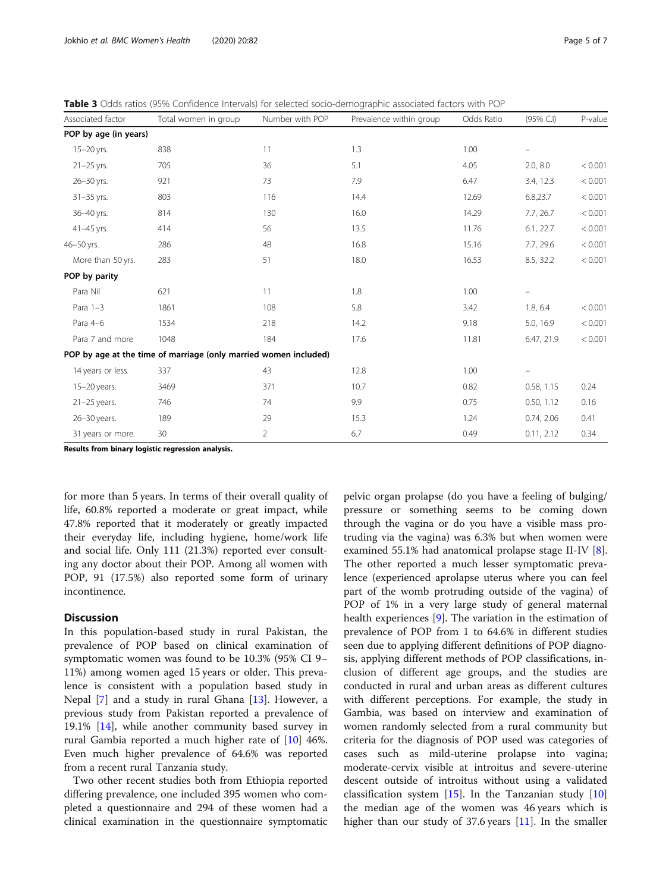**Table 3** Odds ratios (95% Confidence Intervals) for selected socio-demographic associated factors with POP

| Associated factor | Total women in group | Number with POP | Prevalence within group | Odds Ratio | (95% C.I) | P-value |
|---|---|---|---|---|---|---|
| **POP by age (in years)** | | | | | | |
| 15–20 yrs. | 838 | 11 | 1.3 | 1.00 | – | |
| 21–25 yrs. | 705 | 36 | 5.1 | 4.05 | 2.0, 8.0 | < 0.001 |
| 26–30 yrs. | 921 | 73 | 7.9 | 6.47 | 3.4, 12.3 | < 0.001 |
| 31–35 yrs. | 803 | 116 | 14.4 | 12.69 | 6.8,23.7 | < 0.001 |
| 36–40 yrs. | 814 | 130 | 16.0 | 14.29 | 7.7, 26.7 | < 0.001 |
| 41–45 yrs. | 414 | 56 | 13.5 | 11.76 | 6.1, 22.7 | < 0.001 |
| 46–50 yrs. | 286 | 48 | 16.8 | 15.16 | 7.7, 29.6 | < 0.001 |
| More than 50 yrs. | 283 | 51 | 18.0 | 16.53 | 8.5, 32.2 | < 0.001 |
| **POP by parity** | | | | | | |
| Para Nil | 621 | 11 | 1.8 | 1.00 | – | |
| Para 1–3 | 1861 | 108 | 5.8 | 3.42 | 1.8, 6.4 | < 0.001 |
| Para 4–6 | 1534 | 218 | 14.2 | 9.18 | 5.0, 16.9 | < 0.001 |
| Para 7 and more | 1048 | 184 | 17.6 | 11.81 | 6.47, 21.9 | < 0.001 |
| **POP by age at the time of marriage (only married women included)** | | | | | | |
| 14 years or less. | 337 | 43 | 12.8 | 1.00 | – | |
| 15–20 years. | 3469 | 371 | 10.7 | 0.82 | 0.58, 1.15 | 0.24 |
| 21–25 years. | 746 | 74 | 9.9 | 0.75 | 0.50, 1.12 | 0.16 |
| 26–30 years. | 189 | 29 | 15.3 | 1.24 | 0.74, 2.06 | 0.41 |
| 31 years or more. | 30 | 2 | 6.7 | 0.49 | 0.11, 2.12 | 0.34 |

**Results from binary logistic regression analysis.**

for more than 5 years. In terms of their overall quality of life, 60.8% reported a moderate or great impact, while 47.8% reported that it moderately or greatly impacted their everyday life, including hygiene, home/work life and social life. Only 111 (21.3%) reported ever consulting any doctor about their POP. Among all women with POP, 91 (17.5%) also reported some form of urinary incontinence.

## Discussion

In this population-based study in rural Pakistan, the prevalence of POP based on clinical examination of symptomatic women was found to be 10.3% (95% CI 9–11%) among women aged 15 years or older. This prevalence is consistent with a population based study in Nepal [7] and a study in rural Ghana [13]. However, a previous study from Pakistan reported a prevalence of 19.1% [14], while another community based survey in rural Gambia reported a much higher rate of [10] 46%. Even much higher prevalence of 64.6% was reported from a recent rural Tanzania study.

Two other recent studies both from Ethiopia reported differing prevalence, one included 395 women who completed a questionnaire and 294 of these women had a clinical examination in the questionnaire symptomatic pelvic organ prolapse (do you have a feeling of bulging/ pressure or something seems to be coming down through the vagina or do you have a visible mass protruding via the vagina) was 6.3% but when women were examined 55.1% had anatomical prolapse stage II-IV [8]. The other reported a much lesser symptomatic prevalence (experienced aprolapse uterus where you can feel part of the womb protruding outside of the vagina) of POP of 1% in a very large study of general maternal health experiences [9]. The variation in the estimation of prevalence of POP from 1 to 64.6% in different studies seen due to applying different definitions of POP diagnosis, applying different methods of POP classifications, inclusion of different age groups, and the studies are conducted in rural and urban areas as different cultures with different perceptions. For example, the study in Gambia, was based on interview and examination of women randomly selected from a rural community but criteria for the diagnosis of POP used was categories of cases such as mild-uterine prolapse into vagina; moderate-cervix visible at introitus and severe-uterine descent outside of introitus without using a validated classification system [15]. In the Tanzanian study [10] the median age of the women was 46 years which is higher than our study of 37.6 years [11]. In the smaller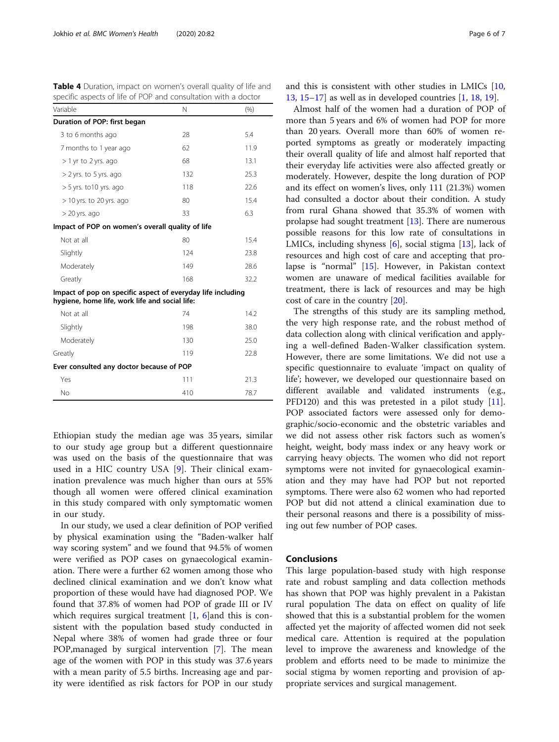**Table 4** Duration, impact on women's overall quality of life and specific aspects of life of POP and consultation with a doctor

| Variable | N | (%) |
|---|---|---|
| **Duration of POP: first began** | | |
| 3 to 6 months ago | 28 | 5.4 |
| 7 months to 1 year ago | 62 | 11.9 |
| > 1 yr to 2 yrs. ago | 68 | 13.1 |
| > 2 yrs. to 5 yrs. ago | 132 | 25.3 |
| > 5 yrs. to10 yrs. ago | 118 | 22.6 |
| > 10 yrs. to 20 yrs. ago | 80 | 15.4 |
| > 20 yrs. ago | 33 | 6.3 |
| **Impact of POP on women's overall quality of life** | | |
| Not at all | 80 | 15.4 |
| Slightly | 124 | 23.8 |
| Moderately | 149 | 28.6 |
| Greatly | 168 | 32.2 |
| **Impact of pop on specific aspect of everyday life including hygiene, home life, work life and social life:** | | |
| Not at all | 74 | 14.2 |
| Slightly | 198 | 38.0 |
| Moderately | 130 | 25.0 |
| Greatly | 119 | 22.8 |
| **Ever consulted any doctor because of POP** | | |
| Yes | 111 | 21.3 |
| No | 410 | 78.7 |

Ethiopian study the median age was 35 years, similar to our study age group but a different questionnaire was used on the basis of the questionnaire that was used in a HIC country USA [9]. Their clinical examination prevalence was much higher than ours at 55% though all women were offered clinical examination in this study compared with only symptomatic women in our study.

In our study, we used a clear definition of POP verified by physical examination using the "Baden-walker half way scoring system" and we found that 94.5% of women were verified as POP cases on gynaecological examination. There were a further 62 women among those who declined clinical examination and we don't know what proportion of these would have had diagnosed POP. We found that 37.8% of women had POP of grade III or IV which requires surgical treatment [1, 6]and this is consistent with the population based study conducted in Nepal where 38% of women had grade three or four POP,managed by surgical intervention [7]. The mean age of the women with POP in this study was 37.6 years with a mean parity of 5.5 births. Increasing age and parity were identified as risk factors for POP in our study and this is consistent with other studies in LMICs [10, 13, 15–17] as well as in developed countries [1, 18, 19].

Almost half of the women had a duration of POP of more than 5 years and 6% of women had POP for more than 20 years. Overall more than 60% of women reported symptoms as greatly or moderately impacting their overall quality of life and almost half reported that their everyday life activities were also affected greatly or moderately. However, despite the long duration of POP and its effect on women's lives, only 111 (21.3%) women had consulted a doctor about their condition. A study from rural Ghana showed that 35.3% of women with prolapse had sought treatment [13]. There are numerous possible reasons for this low rate of consultations in LMICs, including shyness [6], social stigma [13], lack of resources and high cost of care and accepting that prolapse is "normal" [15]. However, in Pakistan context women are unaware of medical facilities available for treatment, there is lack of resources and may be high cost of care in the country [20].

The strengths of this study are its sampling method, the very high response rate, and the robust method of data collection along with clinical verification and applying a well-defined Baden-Walker classification system. However, there are some limitations. We did not use a specific questionnaire to evaluate 'impact on quality of life'; however, we developed our questionnaire based on different available and validated instruments (e.g., PFD120) and this was pretested in a pilot study [11]. POP associated factors were assessed only for demographic/socio-economic and the obstetric variables and we did not assess other risk factors such as women's height, weight, body mass index or any heavy work or carrying heavy objects. The women who did not report symptoms were not invited for gynaecological examination and they may have had POP but not reported symptoms. There were also 62 women who had reported POP but did not attend a clinical examination due to their personal reasons and there is a possibility of missing out few number of POP cases.

## Conclusions

This large population-based study with high response rate and robust sampling and data collection methods has shown that POP was highly prevalent in a Pakistan rural population The data on effect on quality of life showed that this is a substantial problem for the women affected yet the majority of affected women did not seek medical care. Attention is required at the population level to improve the awareness and knowledge of the problem and efforts need to be made to minimize the social stigma by women reporting and provision of appropriate services and surgical management.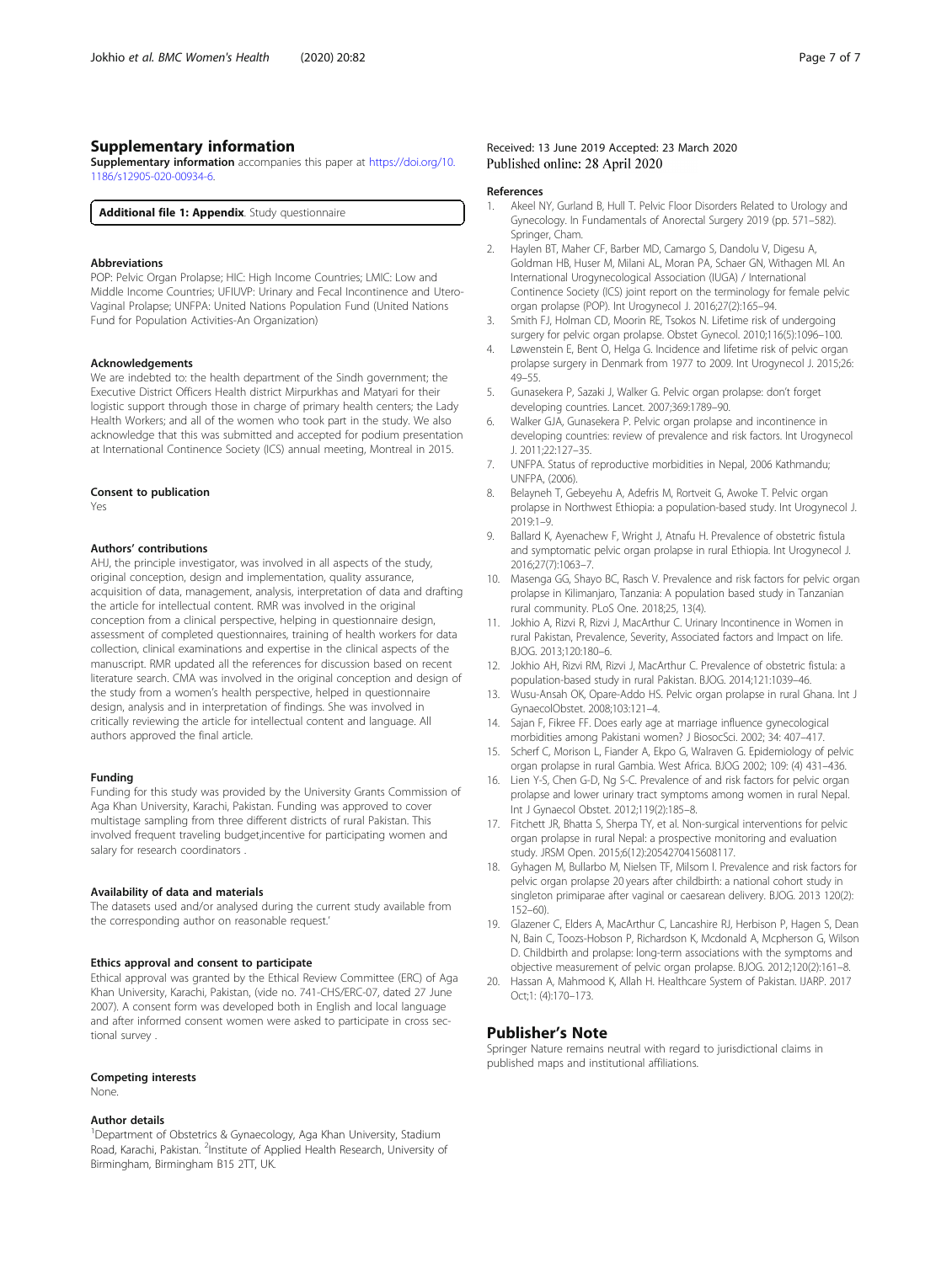## Supplementary information

**Supplementary information** accompanies this paper at https://doi.org/10.1186/s12905-020-00934-6.

**Additional file 1: Appendix**. Study questionnaire

### Abbreviations

POP: Pelvic Organ Prolapse; HIC: High Income Countries; LMIC: Low and Middle Income Countries; UFIUVP: Urinary and Fecal Incontinence and Utero-Vaginal Prolapse; UNFPA: United Nations Population Fund (United Nations Fund for Population Activities-An Organization)

### Acknowledgements

We are indebted to: the health department of the Sindh government; the Executive District Officers Health district Mirpurkhas and Matyari for their logistic support through those in charge of primary health centers; the Lady Health Workers; and all of the women who took part in the study. We also acknowledge that this was submitted and accepted for podium presentation at International Continence Society (ICS) annual meeting, Montreal in 2015.

### Consent to publication

Yes

### Authors' contributions

AHJ, the principle investigator, was involved in all aspects of the study, original conception, design and implementation, quality assurance, acquisition of data, management, analysis, interpretation of data and drafting the article for intellectual content. RMR was involved in the original conception from a clinical perspective, helping in questionnaire design, assessment of completed questionnaires, training of health workers for data collection, clinical examinations and expertise in the clinical aspects of the manuscript. RMR updated all the references for discussion based on recent literature search. CMA was involved in the original conception and design of the study from a women's health perspective, helped in questionnaire design, analysis and in interpretation of findings. She was involved in critically reviewing the article for intellectual content and language. All authors approved the final article.

### Funding

Funding for this study was provided by the University Grants Commission of Aga Khan University, Karachi, Pakistan. Funding was approved to cover multistage sampling from three different districts of rural Pakistan. This involved frequent traveling budget,incentive for participating women and salary for research coordinators .

### Availability of data and materials

The datasets used and/or analysed during the current study available from the corresponding author on reasonable request.'

### Ethics approval and consent to participate

Ethical approval was granted by the Ethical Review Committee (ERC) of Aga Khan University, Karachi, Pakistan, (vide no. 741-CHS/ERC-07, dated 27 June 2007). A consent form was developed both in English and local language and after informed consent women were asked to participate in cross sectional survey .

### Competing interests

None.

### Author details

[1]Department of Obstetrics & Gynaecology, Aga Khan University, Stadium Road, Karachi, Pakistan. [2]Institute of Applied Health Research, University of Birmingham, Birmingham B15 2TT, UK.

Received: 13 June 2019 Accepted: 23 March 2020
Published online: 28 April 2020

### References

1. Akeel NY, Gurland B, Hull T. Pelvic Floor Disorders Related to Urology and Gynecology. In Fundamentals of Anorectal Surgery 2019 (pp. 571–582). Springer, Cham.
2. Haylen BT, Maher CF, Barber MD, Camargo S, Dandolu V, Digesu A, Goldman HB, Huser M, Milani AL, Moran PA, Schaer GN, Withagen MI. An International Urogynecological Association (IUGA) / International Continence Society (ICS) joint report on the terminology for female pelvic organ prolapse (POP). Int Urogynecol J. 2016;27(2):165–94.
3. Smith FJ, Holman CD, Moorin RE, Tsokos N. Lifetime risk of undergoing surgery for pelvic organ prolapse. Obstet Gynecol. 2010;116(5):1096–100.
4. Løwenstein E, Bent O, Helga G. Incidence and lifetime risk of pelvic organ prolapse surgery in Denmark from 1977 to 2009. Int Urogynecol J. 2015;26: 49–55.
5. Gunasekera P, Sazaki J, Walker G. Pelvic organ prolapse: don't forget developing countries. Lancet. 2007;369:1789–90.
6. Walker GJA, Gunasekera P. Pelvic organ prolapse and incontinence in developing countries: review of prevalence and risk factors. Int Urogynecol J. 2011;22:127–35.
7. UNFPA. Status of reproductive morbidities in Nepal, 2006 Kathmandu; UNFPA, (2006).
8. Belayneh T, Gebeyehu A, Adefris M, Rortveit G, Awoke T. Pelvic organ prolapse in Northwest Ethiopia: a population-based study. Int Urogynecol J. 2019:1–9.
9. Ballard K, Ayenachew F, Wright J, Atnafu H. Prevalence of obstetric fistula and symptomatic pelvic organ prolapse in rural Ethiopia. Int Urogynecol J. 2016;27(7):1063–7.
10. Masenga GG, Shayo BC, Rasch V. Prevalence and risk factors for pelvic organ prolapse in Kilimanjaro, Tanzania: A population based study in Tanzanian rural community. PLoS One. 2018;25, 13(4).
11. Jokhio A, Rizvi R, Rizvi J, MacArthur C. Urinary Incontinence in Women in rural Pakistan, Prevalence, Severity, Associated factors and Impact on life. BJOG. 2013;120:180–6.
12. Jokhio AH, Rizvi RM, Rizvi J, MacArthur C. Prevalence of obstetric fistula: a population-based study in rural Pakistan. BJOG. 2014;121:1039–46.
13. Wusu-Ansah OK, Opare-Addo HS. Pelvic organ prolapse in rural Ghana. Int J GynaecolObstet. 2008;103:121–4.
14. Sajan F, Fikree FF. Does early age at marriage influence gynecological morbidities among Pakistani women? J BiosocSci. 2002; 34: 407–417.
15. Scherf C, Morison L, Fiander A, Ekpo G, Walraven G. Epidemiology of pelvic organ prolapse in rural Gambia. West Africa. BJOG 2002; 109: (4) 431–436.
16. Lien Y-S, Chen G-D, Ng S-C. Prevalence of and risk factors for pelvic organ prolapse and lower urinary tract symptoms among women in rural Nepal. Int J Gynaecol Obstet. 2012;119(2):185–8.
17. Fitchett JR, Bhatta S, Sherpa TY, et al. Non-surgical interventions for pelvic organ prolapse in rural Nepal: a prospective monitoring and evaluation study. JRSM Open. 2015;6(12):2054270415608117.
18. Gyhagen M, Bullarbo M, Nielsen TF, Milsom I. Prevalence and risk factors for pelvic organ prolapse 20 years after childbirth: a national cohort study in singleton primiparae after vaginal or caesarean delivery. BJOG. 2013 120(2): 152–60).
19. Glazener C, Elders A, MacArthur C, Lancashire RJ, Herbison P, Hagen S, Dean N, Bain C, Toozs-Hobson P, Richardson K, Mcdonald A, Mcpherson G, Wilson D. Childbirth and prolapse: long-term associations with the symptoms and objective measurement of pelvic organ prolapse. BJOG. 2012;120(2):161–8.
20. Hassan A, Mahmood K, Allah H. Healthcare System of Pakistan. IJARP. 2017 Oct;1: (4):170–173.

## Publisher's Note

Springer Nature remains neutral with regard to jurisdictional claims in published maps and institutional affiliations.